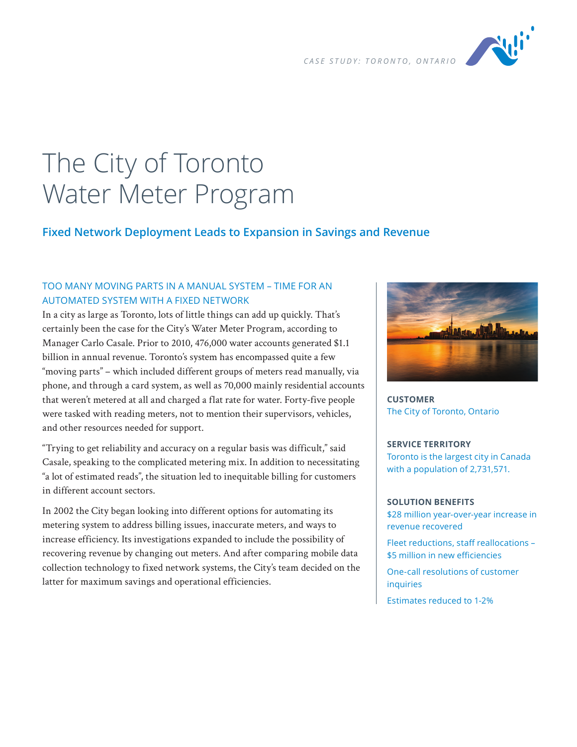CASE STUDY: TORONTO, ONTARIO

# The City of Toronto Water Meter Program

## Fixed Network Deployment Leads to Expansion in Savings and Revenue

### TOO MANY MOVING PARTS IN A MANUAL SYSTEM – TIME FOR AN AUTOMATED SYSTEM WITH A FIXED NETWORK

In a city as large as Toronto, lots of little things can add up quickly. That's certainly been the case for the City's Water Meter Program, according to Manager Carlo Casale. Prior to 2010, 476,000 water accounts generated $1.1 billion in annual revenue. Toronto's system has encompassed quite a few "moving parts" – which included different groups of meters read manually, via phone, and through a card system, as well as 70,000 mainly residential accounts that weren't metered at all and charged a flat rate for water. Forty-five people were tasked with reading meters, not to mention their supervisors, vehicles, and other resources needed for support.

"Trying to get reliability and accuracy on a regular basis was difficult," said Casale, speaking to the complicated metering mix. In addition to necessitating "a lot of estimated reads", the situation led to inequitable billing for customers in different account sectors.

In 2002 the City began looking into different options for automating its metering system to address billing issues, inaccurate meters, and ways to increase efficiency. Its investigations expanded to include the possibility of recovering revenue by changing out meters. And after comparing mobile data collection technology to fixed network systems, the City's team decided on the latter for maximum savings and operational efficiencies.

**CUSTOMER**

The City of Toronto, Ontario

**SERVICE TERRITORY**

Toronto is the largest city in Canada with a population of 2,731,571.

**SOLUTION BENEFITS**

$28 million year-over-year increase in revenue recovered

Fleet reductions, staff reallocations – $5 million in new efficiencies

One-call resolutions of customer inquiries

Estimates reduced to 1-2%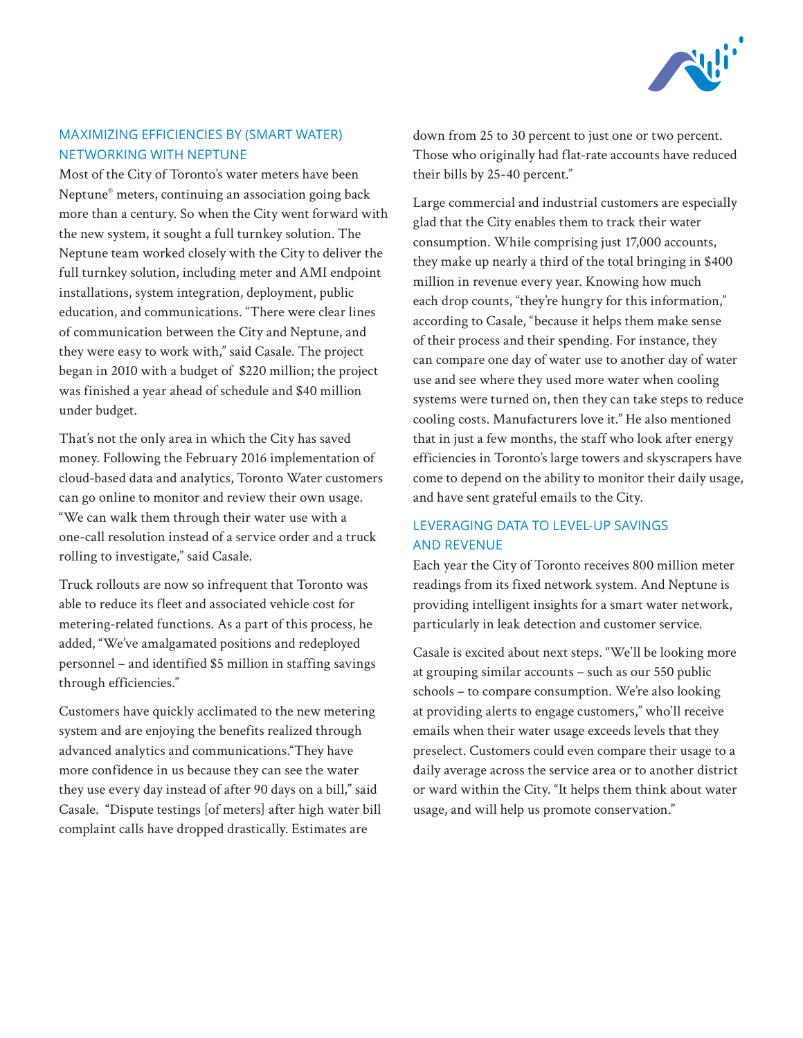## MAXIMIZING EFFICIENCIES BY (SMART WATER) NETWORKING WITH NEPTUNE

Most of the City of Toronto's water meters have been Neptune® meters, continuing an association going back more than a century. So when the City went forward with the new system, it sought a full turnkey solution. The Neptune team worked closely with the City to deliver the full turnkey solution, including meter and AMI endpoint installations, system integration, deployment, public education, and communications. "There were clear lines of communication between the City and Neptune, and they were easy to work with," said Casale. The project began in 2010 with a budget of $220 million; the project was finished a year ahead of schedule and $40 million under budget.

That's not the only area in which the City has saved money. Following the February 2016 implementation of cloud-based data and analytics, Toronto Water customers can go online to monitor and review their own usage. "We can walk them through their water use with a one-call resolution instead of a service order and a truck rolling to investigate," said Casale.

Truck rollouts are now so infrequent that Toronto was able to reduce its fleet and associated vehicle cost for metering-related functions. As a part of this process, he added, "We've amalgamated positions and redeployed personnel – and identified $5 million in staffing savings through efficiencies."

Customers have quickly acclimated to the new metering system and are enjoying the benefits realized through advanced analytics and communications."They have more confidence in us because they can see the water they use every day instead of after 90 days on a bill," said Casale. "Dispute testings [of meters] after high water bill complaint calls have dropped drastically. Estimates are down from 25 to 30 percent to just one or two percent. Those who originally had flat-rate accounts have reduced their bills by 25-40 percent."

Large commercial and industrial customers are especially glad that the City enables them to track their water consumption. While comprising just 17,000 accounts, they make up nearly a third of the total bringing in $400 million in revenue every year. Knowing how much each drop counts, "they're hungry for this information," according to Casale, "because it helps them make sense of their process and their spending. For instance, they can compare one day of water use to another day of water use and see where they used more water when cooling systems were turned on, then they can take steps to reduce cooling costs. Manufacturers love it." He also mentioned that in just a few months, the staff who look after energy efficiencies in Toronto's large towers and skyscrapers have come to depend on the ability to monitor their daily usage, and have sent grateful emails to the City.

## LEVERAGING DATA TO LEVEL-UP SAVINGS AND REVENUE

Each year the City of Toronto receives 800 million meter readings from its fixed network system. And Neptune is providing intelligent insights for a smart water network, particularly in leak detection and customer service.

Casale is excited about next steps. "We'll be looking more at grouping similar accounts – such as our 550 public schools – to compare consumption. We're also looking at providing alerts to engage customers," who'll receive emails when their water usage exceeds levels that they preselect. Customers could even compare their usage to a daily average across the service area or to another district or ward within the City. "It helps them think about water usage, and will help us promote conservation."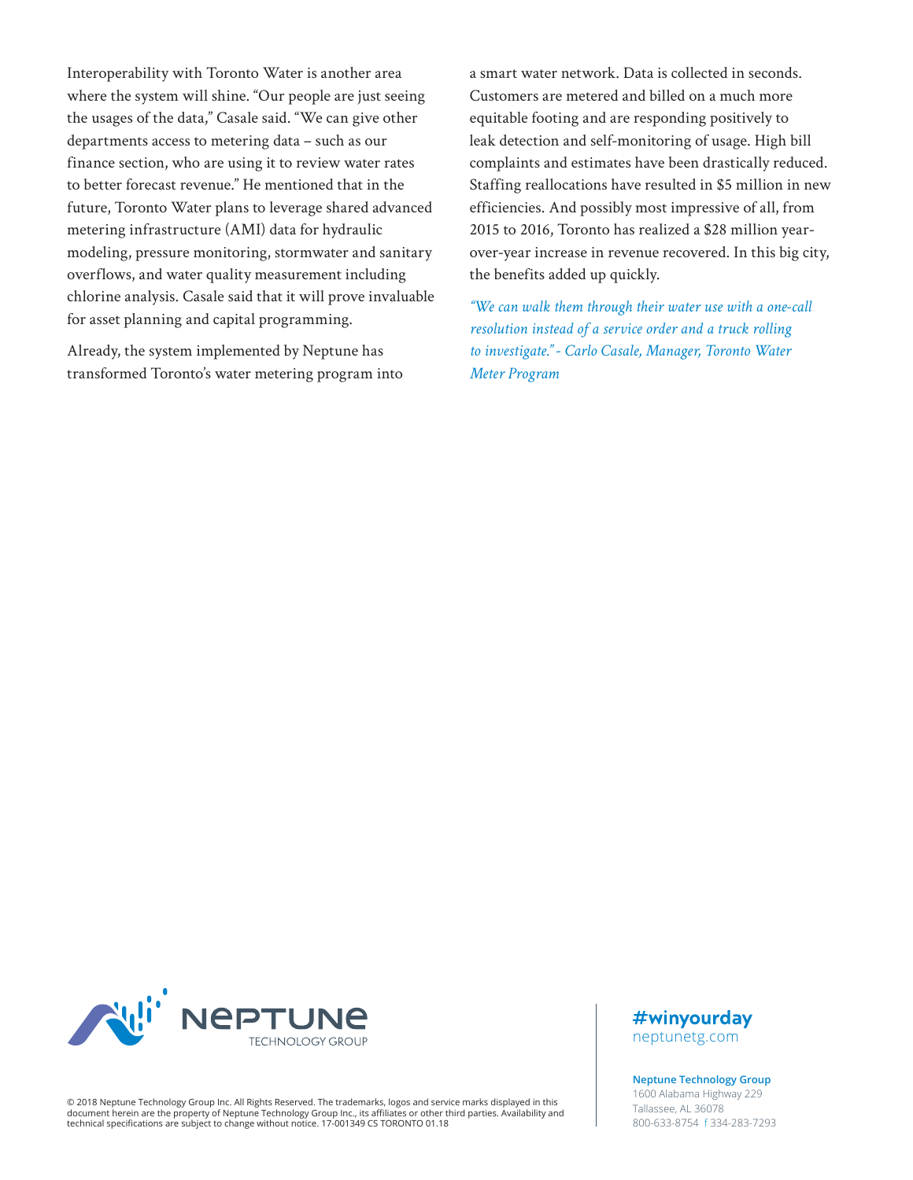Interoperability with Toronto Water is another area where the system will shine. "Our people are just seeing the usages of the data," Casale said. "We can give other departments access to metering data – such as our finance section, who are using it to review water rates to better forecast revenue." He mentioned that in the future, Toronto Water plans to leverage shared advanced metering infrastructure (AMI) data for hydraulic modeling, pressure monitoring, stormwater and sanitary overflows, and water quality measurement including chlorine analysis. Casale said that it will prove invaluable for asset planning and capital programming.

Already, the system implemented by Neptune has transformed Toronto's water metering program into a smart water network. Data is collected in seconds. Customers are metered and billed on a much more equitable footing and are responding positively to leak detection and self-monitoring of usage. High bill complaints and estimates have been drastically reduced. Staffing reallocations have resulted in $5 million in new efficiencies. And possibly most impressive of all, from 2015 to 2016, Toronto has realized a $28 million year-over-year increase in revenue recovered. In this big city, the benefits added up quickly.

*"We can walk them through their water use with a one-call resolution instead of a service order and a truck rolling to investigate." - Carlo Casale, Manager, Toronto Water Meter Program*

NEPTUNE TECHNOLOGY GROUP

#winyourday
neptunetg.com

**Neptune Technology Group**
1600 Alabama Highway 229
Tallassee, AL 36078
800-633-8754 f 334-283-7293

© 2018 Neptune Technology Group Inc. All Rights Reserved. The trademarks, logos and service marks displayed in this document herein are the property of Neptune Technology Group Inc., its affiliates or other third parties. Availability and technical specifications are subject to change without notice. 17-001349 CS TORONTO 01.18